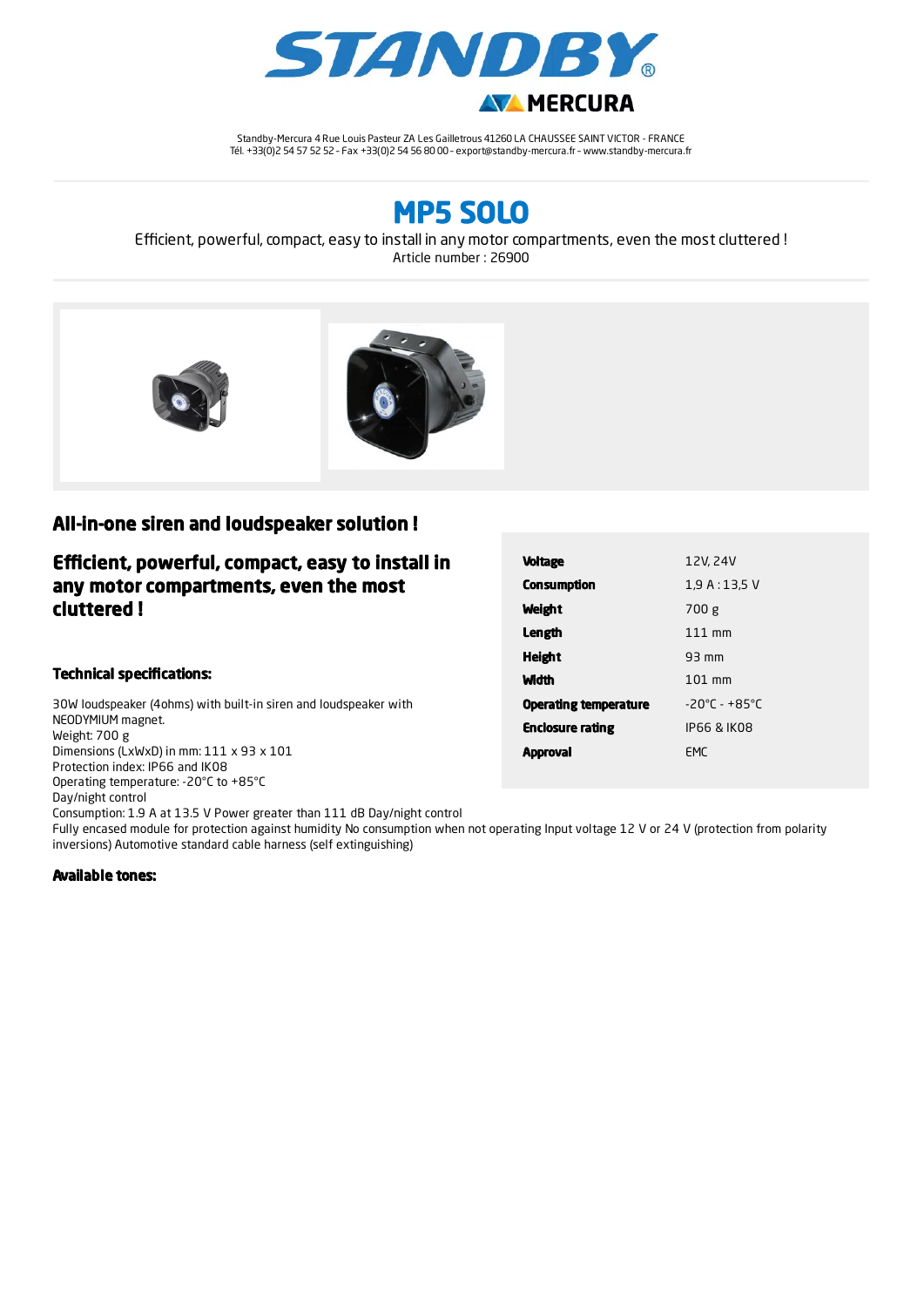STANDBY®

MERCURA

Standby-Mercura 4 Rue Louis Pasteur ZA Les Gailletrous 41260 LA CHAUSSEE SAINT VICTOR - FRANCE
Tél. +33(0)2 54 57 52 52 - Fax +33(0)2 54 56 80 00 - export@standby-mercura.fr - www.standby-mercura.fr

# MP5 SOLO

Efficient, powerful, compact, easy to install in any motor compartments, even the most cluttered !
Article number : 26900

## All-in-one siren and loudspeaker solution !

## Efficient, powerful, compact, easy to install in any motor compartments, even the most cluttered !

| | |
|---|---|
| **Voltage** | 12V, 24V |
| **Consumption** | 1,9 A : 13,5 V |
| **Weight** | 700 g |
| **Length** | 111 mm |
| **Height** | 93 mm |
| **Width** | 101 mm |
| **Operating temperature** | -20°C - +85°C |
| **Enclosure rating** | IP66 & IK08 |
| **Approval** | EMC |

### Technical specifications:

30W loudspeaker (4ohms) with built-in siren and loudspeaker with NEODYMIUM magnet.
Weight: 700 g
Dimensions (LxWxD) in mm: 111 x 93 x 101
Protection index: IP66 and IK08
Operating temperature: -20°C to +85°C
Day/night control
Consumption: 1.9 A at 13.5 V Power greater than 111 dB Day/night control
Fully encased module for protection against humidity No consumption when not operating Input voltage 12 V or 24 V (protection from polarity inversions) Automotive standard cable harness (self extinguishing)

### Available tones: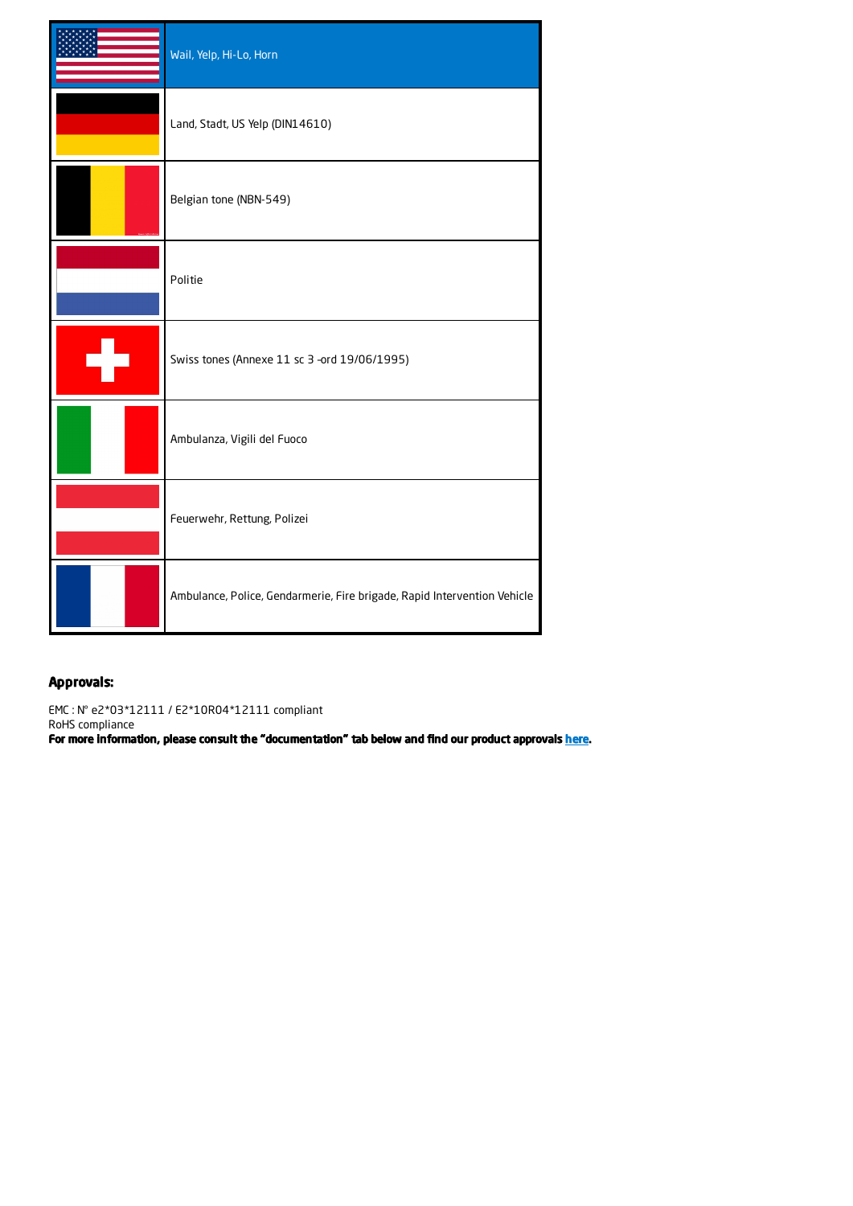| | |
|---|---|
| | Wail, Yelp, Hi-Lo, Horn |
| | Land, Stadt, US Yelp (DIN14610) |
| | Belgian tone (NBN-549) |
| | Politie |
| | Swiss tones (Annexe 11 sc 3 -ord 19/06/1995) |
| | Ambulanza, Vigili del Fuoco |
| | Feuerwehr, Rettung, Polizei |
| | Ambulance, Police, Gendarmerie, Fire brigade, Rapid Intervention Vehicle |

**Approvals:**

EMC : N° e2*03*12111 / E2*10R04*12111 compliant
RoHS compliance
**For more information, please consult the "documentation" tab below and find our product approvals here.**